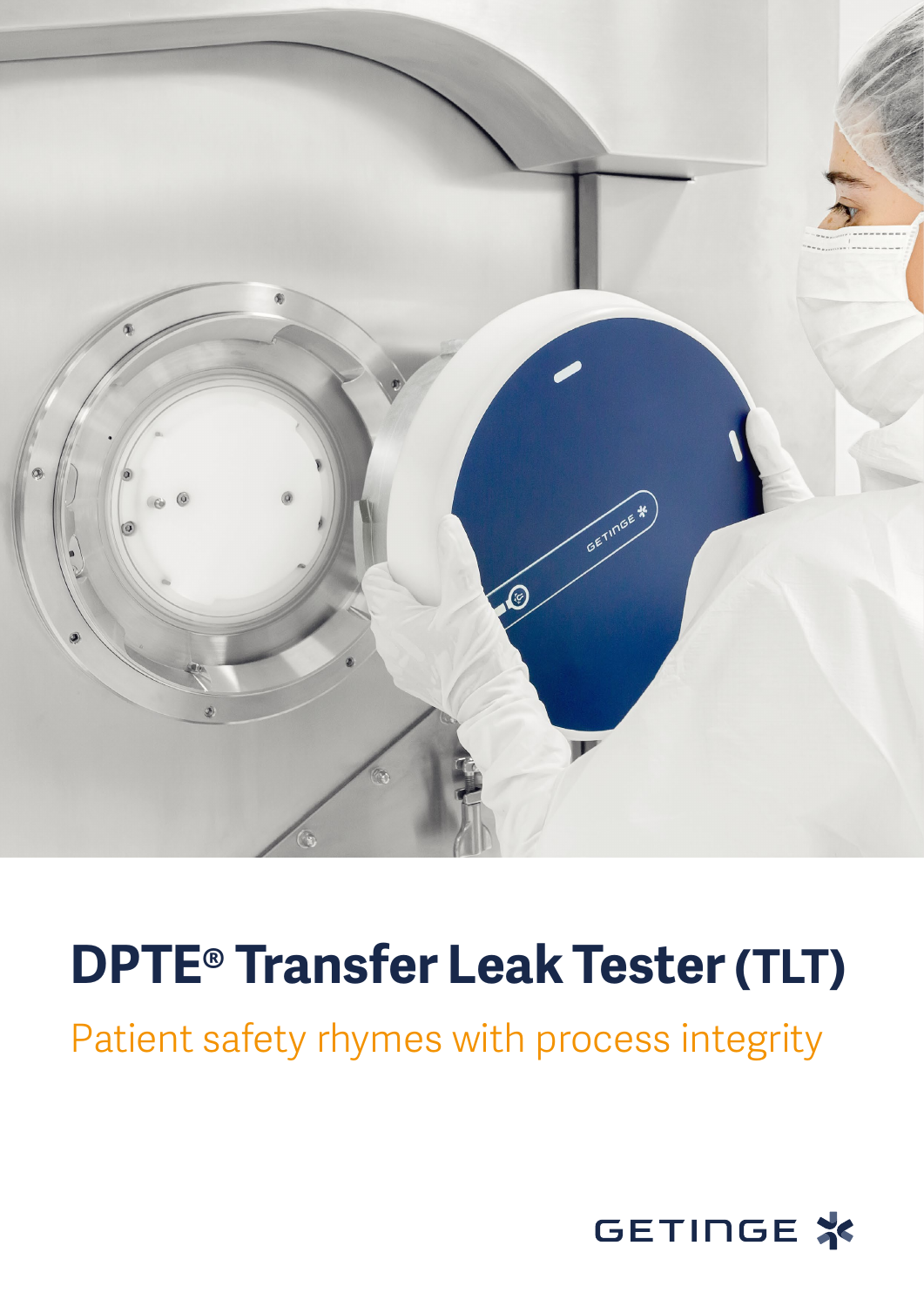# DPTE® Transfer Leak Tester (TLT)

Patient safety rhymes with process integrity

GETINGE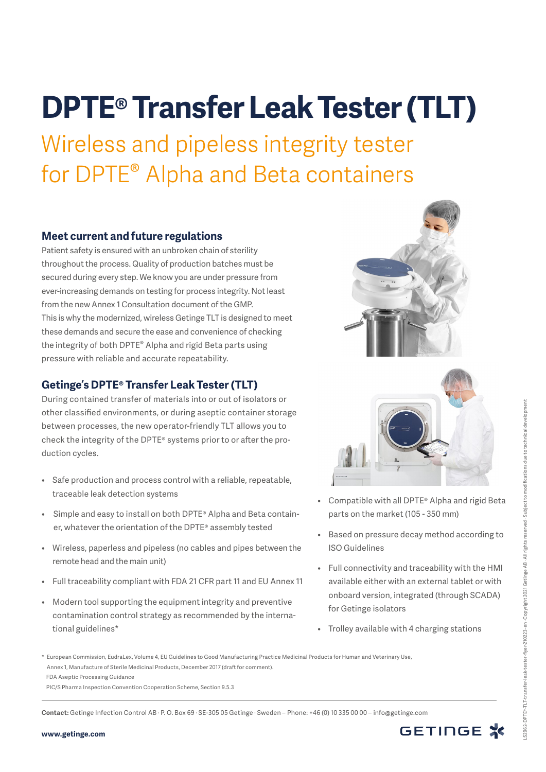# DPTE® Transfer Leak Tester (TLT)

## Wireless and pipeless integrity tester for DPTE® Alpha and Beta containers

### Meet current and future regulations

Patient safety is ensured with an unbroken chain of sterility throughout the process. Quality of production batches must be secured during every step. We know you are under pressure from ever-increasing demands on testing for process integrity. Not least from the new Annex 1 Consultation document of the GMP. This is why the modernized, wireless Getinge TLT is designed to meet these demands and secure the ease and convenience of checking the integrity of both DPTE® Alpha and rigid Beta parts using pressure with reliable and accurate repeatability.

### Getinge's DPTE® Transfer Leak Tester (TLT)

During contained transfer of materials into or out of isolators or other classified environments, or during aseptic container storage between processes, the new operator-friendly TLT allows you to check the integrity of the DPTE® systems prior to or after the production cycles.

- Safe production and process control with a reliable, repeatable, traceable leak detection systems
- Simple and easy to install on both DPTE® Alpha and Beta container, whatever the orientation of the DPTE® assembly tested
- Wireless, paperless and pipeless (no cables and pipes between the remote head and the main unit)
- Full traceability compliant with FDA 21 CFR part 11 and EU Annex 11
- Modern tool supporting the equipment integrity and preventive contamination control strategy as recommended by the international guidelines*
- Compatible with all DPTE® Alpha and rigid Beta parts on the market (105 - 350 mm)
- Based on pressure decay method according to ISO Guidelines
- Full connectivity and traceability with the HMI available either with an external tablet or with onboard version, integrated (through SCADA) for Getinge isolators
- Trolley available with 4 charging stations

\* European Commission, EudraLex, Volume 4, EU Guidelines to Good Manufacturing Practice Medicinal Products for Human and Veterinary Use, Annex 1, Manufacture of Sterile Medicinal Products, December 2017 (draft for comment).
FDA Aseptic Processing Guidance
PIC/S Pharma Inspection Convention Cooperation Scheme, Section 9.5.3

**Contact:** Getinge Infection Control AB · P. O. Box 69 · SE-305 05 Getinge · Sweden – Phone: +46 (0) 10 335 00 00 – info@getinge.com

**www.getinge.com**

GETINGE

LS2962-DPTE-TLT-transfer-leak-tester-flyer-210223-en · Copyright 2021 Getinge AB · All rights reserved · Subject to modifications due to technical development